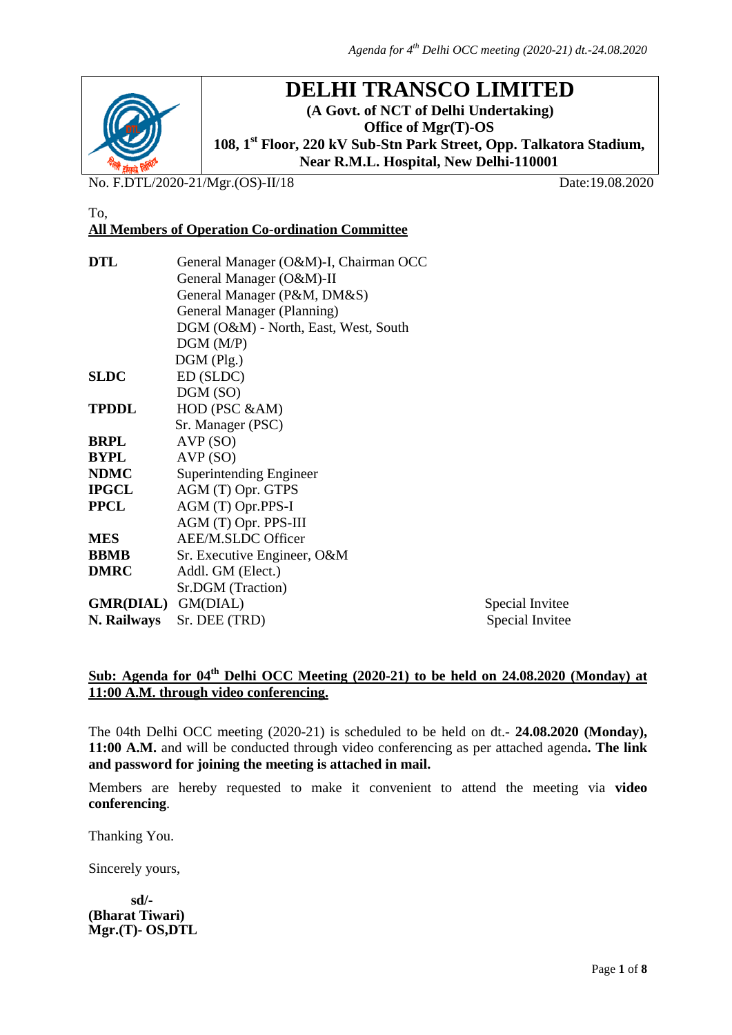# DELHI TRANSCO LIMITED

**(A Govt. of NCT of Delhi Undertaking)**
**Office of Mgr(T)-OS**
**108, 1st Floor, 220 kV Sub-Stn Park Street, Opp. Talkatora Stadium, Near R.M.L. Hospital, New Delhi-110001**

No. F.DTL/2020-21/Mgr.(OS)-II/18 Date:19.08.2020

To,
**All Members of Operation Co-ordination Committee**

| | | |
|---|---|---|
| **DTL** | General Manager (O&M)-I, Chairman OCC | |
| | General Manager (O&M)-II | |
| | General Manager (P&M, DM&S) | |
| | General Manager (Planning) | |
| | DGM (O&M) - North, East, West, South | |
| | DGM (M/P) | |
| | DGM (Plg.) | |
| **SLDC** | ED (SLDC) | |
| | DGM (SO) | |
| **TPDDL** | HOD (PSC &AM) | |
| | Sr. Manager (PSC) | |
| **BRPL** | AVP (SO) | |
| **BYPL** | AVP (SO) | |
| **NDMC** | Superintending Engineer | |
| **IPGCL** | AGM (T) Opr. GTPS | |
| **PPCL** | AGM (T) Opr.PPS-I | |
| | AGM (T) Opr. PPS-III | |
| **MES** | AEE/M.SLDC Officer | |
| **BBMB** | Sr. Executive Engineer, O&M | |
| **DMRC** | Addl. GM (Elect.) | |
| | Sr.DGM (Traction) | |
| **GMR(DIAL)** | GM(DIAL) | Special Invitee |
| **N. Railways** | Sr. DEE (TRD) | Special Invitee |

**Sub: Agenda for 04th Delhi OCC Meeting (2020-21) to be held on 24.08.2020 (Monday) at 11:00 A.M. through video conferencing.**

The 04th Delhi OCC meeting (2020-21) is scheduled to be held on dt.- **24.08.2020 (Monday), 11:00 A.M.** and will be conducted through video conferencing as per attached agenda**. The link and password for joining the meeting is attached in mail.**

Members are hereby requested to make it convenient to attend the meeting via **video conferencing**.

Thanking You.

Sincerely yours,

**sd/-**
**(Bharat Tiwari)**
**Mgr.(T)- OS,DTL**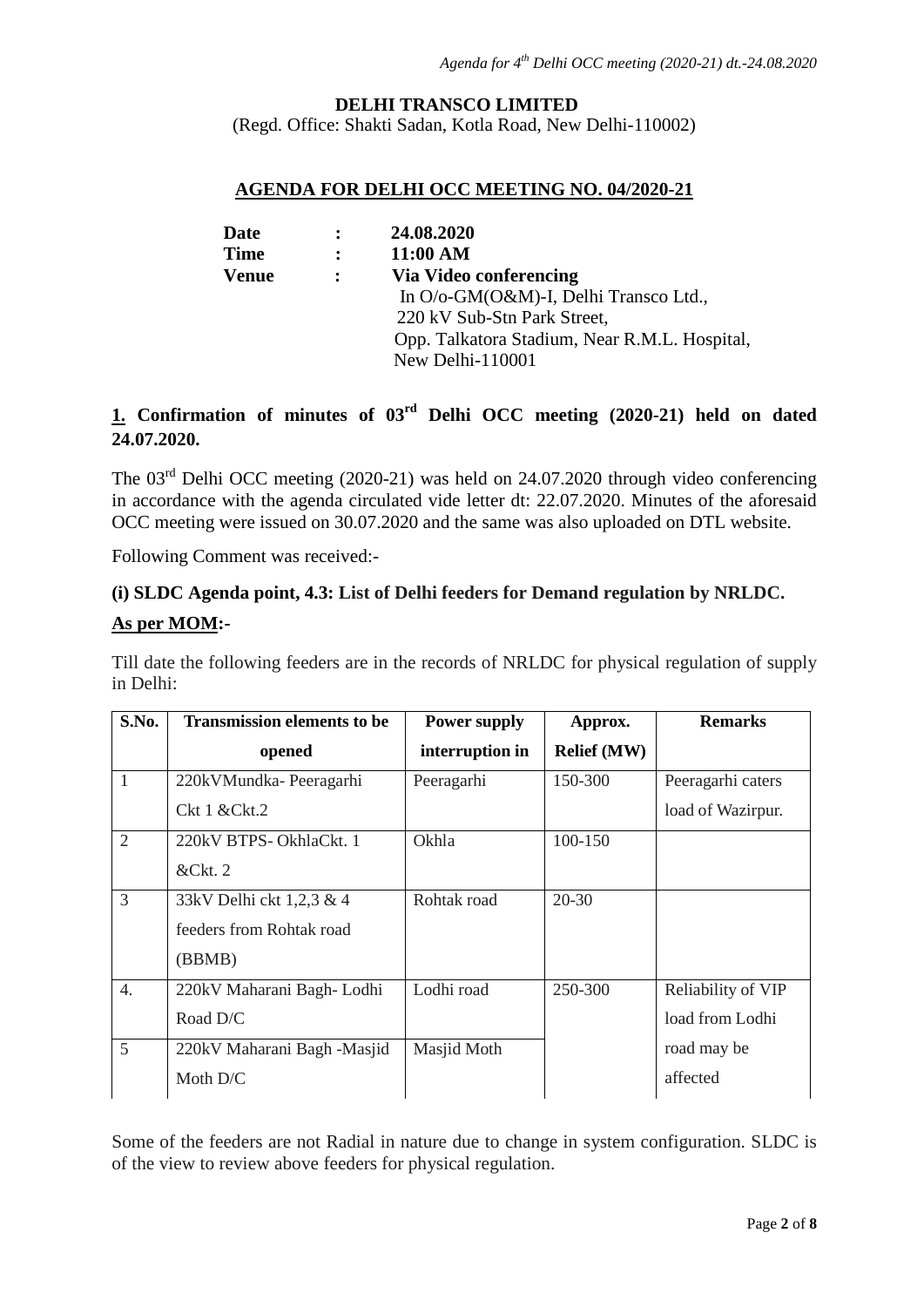**DELHI TRANSCO LIMITED**

(Regd. Office: Shakti Sadan, Kotla Road, New Delhi-110002)

## AGENDA FOR DELHI OCC MEETING NO. 04/2020-21

| | | |
|---|---|---|
| **Date** | **:** | **24.08.2020** |
| **Time** | **:** | **11:00 AM** |
| **Venue** | **:** | **Via Video conferencing** In O/o-GM(O&M)-I, Delhi Transco Ltd., 220 kV Sub-Stn Park Street, Opp. Talkatora Stadium, Near R.M.L. Hospital, New Delhi-110001 |

### 1. Confirmation of minutes of 03rd Delhi OCC meeting (2020-21) held on dated 24.07.2020.

The 03rd Delhi OCC meeting (2020-21) was held on 24.07.2020 through video conferencing in accordance with the agenda circulated vide letter dt: 22.07.2020. Minutes of the aforesaid OCC meeting were issued on 30.07.2020 and the same was also uploaded on DTL website.

Following Comment was received:-

**(i) SLDC Agenda point, 4.3: List of Delhi feeders for Demand regulation by NRLDC.**

**As per MOM:-**

Till date the following feeders are in the records of NRLDC for physical regulation of supply in Delhi:

| S.No. | Transmission elements to be opened | Power supply interruption in | Approx. Relief (MW) | Remarks |
|---|---|---|---|---|
| 1 | 220kVMundka- Peeragarhi Ckt 1 &Ckt.2 | Peeragarhi | 150-300 | Peeragarhi caters load of Wazirpur. |
| 2 | 220kV BTPS- OkhlaCkt. 1 &Ckt. 2 | Okhla | 100-150 | |
| 3 | 33kV Delhi ckt 1,2,3 & 4 feeders from Rohtak road (BBMB) | Rohtak road | 20-30 | |
| 4. | 220kV Maharani Bagh- Lodhi Road D/C | Lodhi road | 250-300 | Reliability of VIP load from Lodhi road may be affected |
| 5 | 220kV Maharani Bagh -Masjid Moth D/C | Masjid Moth | | |

Some of the feeders are not Radial in nature due to change in system configuration. SLDC is of the view to review above feeders for physical regulation.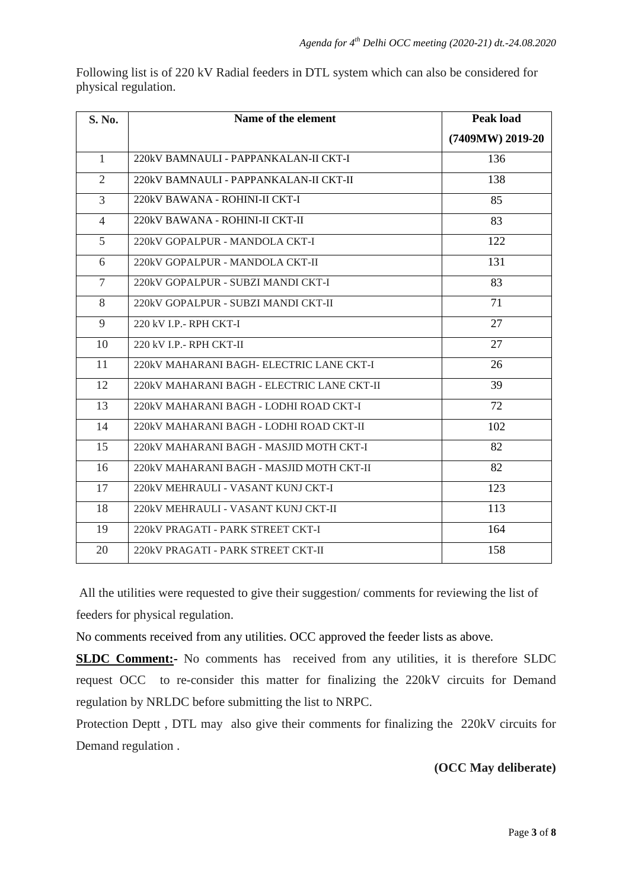Following list is of 220 kV Radial feeders in DTL system which can also be considered for physical regulation.

| S. No. | Name of the element | Peak load (7409MW) 2019-20 |
|---|---|---|
| 1 | 220kV BAMNAULI - PAPPANKALAN-II CKT-I | 136 |
| 2 | 220kV BAMNAULI - PAPPANKALAN-II CKT-II | 138 |
| 3 | 220kV BAWANA - ROHINI-II CKT-I | 85 |
| 4 | 220kV BAWANA - ROHINI-II CKT-II | 83 |
| 5 | 220kV GOPALPUR - MANDOLA CKT-I | 122 |
| 6 | 220kV GOPALPUR - MANDOLA CKT-II | 131 |
| 7 | 220kV GOPALPUR - SUBZI MANDI CKT-I | 83 |
| 8 | 220kV GOPALPUR - SUBZI MANDI CKT-II | 71 |
| 9 | 220 kV I.P.- RPH CKT-I | 27 |
| 10 | 220 kV I.P.- RPH CKT-II | 27 |
| 11 | 220kV MAHARANI BAGH- ELECTRIC LANE CKT-I | 26 |
| 12 | 220kV MAHARANI BAGH - ELECTRIC LANE CKT-II | 39 |
| 13 | 220kV MAHARANI BAGH - LODHI ROAD CKT-I | 72 |
| 14 | 220kV MAHARANI BAGH - LODHI ROAD CKT-II | 102 |
| 15 | 220kV MAHARANI BAGH - MASJID MOTH CKT-I | 82 |
| 16 | 220kV MAHARANI BAGH - MASJID MOTH CKT-II | 82 |
| 17 | 220kV MEHRAULI - VASANT KUNJ CKT-I | 123 |
| 18 | 220kV MEHRAULI - VASANT KUNJ CKT-II | 113 |
| 19 | 220kV PRAGATI - PARK STREET CKT-I | 164 |
| 20 | 220kV PRAGATI - PARK STREET CKT-II | 158 |

All the utilities were requested to give their suggestion/ comments for reviewing the list of feeders for physical regulation.

No comments received from any utilities. OCC approved the feeder lists as above.

**SLDC Comment:-** No comments has received from any utilities, it is therefore SLDC request OCC to re-consider this matter for finalizing the 220kV circuits for Demand regulation by NRLDC before submitting the list to NRPC.

Protection Deptt , DTL may also give their comments for finalizing the 220kV circuits for Demand regulation .

**(OCC May deliberate)**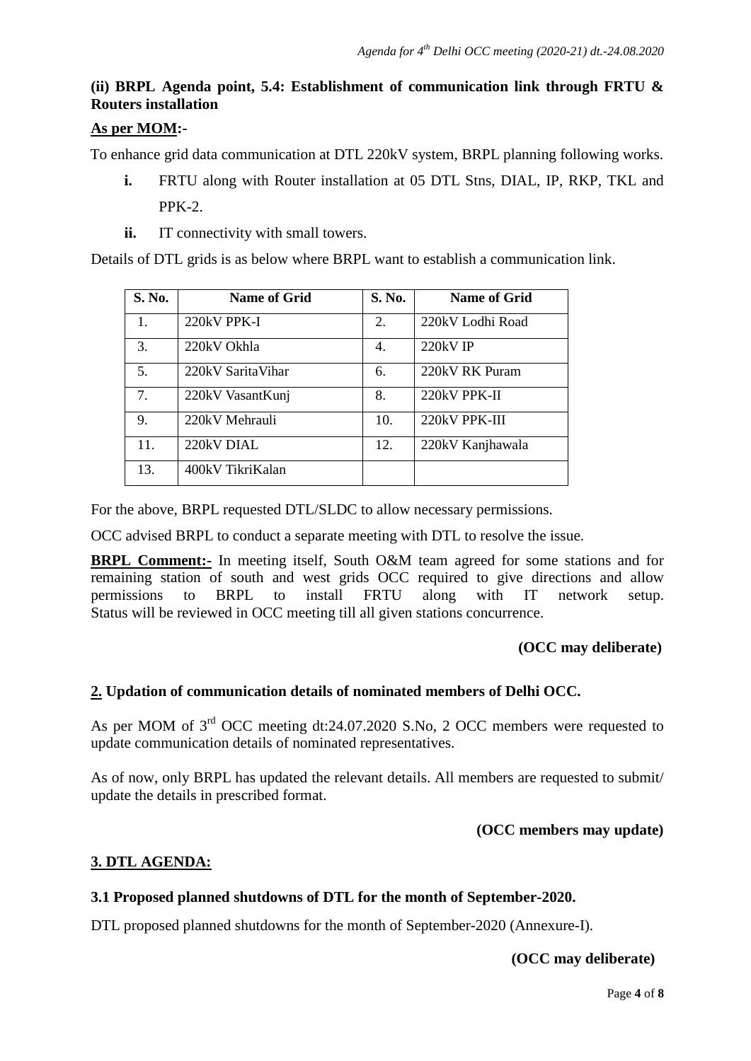**(ii) BRPL Agenda point, 5.4: Establishment of communication link through FRTU & Routers installation**

**As per MOM:-**

To enhance grid data communication at DTL 220kV system, BRPL planning following works.

- **i.** FRTU along with Router installation at 05 DTL Stns, DIAL, IP, RKP, TKL and PPK-2.
- **ii.** IT connectivity with small towers.

Details of DTL grids is as below where BRPL want to establish a communication link.

| S. No. | Name of Grid | S. No. | Name of Grid |
|---|---|---|---|
| 1. | 220kV PPK-I | 2. | 220kV Lodhi Road |
| 3. | 220kV Okhla | 4. | 220kV IP |
| 5. | 220kV SaritaVihar | 6. | 220kV RK Puram |
| 7. | 220kV VasantKunj | 8. | 220kV PPK-II |
| 9. | 220kV Mehrauli | 10. | 220kV PPK-III |
| 11. | 220kV DIAL | 12. | 220kV Kanjhawala |
| 13. | 400kV TikriKalan | | |

For the above, BRPL requested DTL/SLDC to allow necessary permissions.

OCC advised BRPL to conduct a separate meeting with DTL to resolve the issue.

**BRPL Comment:-** In meeting itself, South O&M team agreed for some stations and for remaining station of south and west grids OCC required to give directions and allow permissions to BRPL to install FRTU along with IT network setup. Status will be reviewed in OCC meeting till all given stations concurrence.

**(OCC may deliberate)**

## 2. Updation of communication details of nominated members of Delhi OCC.

As per MOM of 3rd OCC meeting dt:24.07.2020 S.No, 2 OCC members were requested to update communication details of nominated representatives.

As of now, only BRPL has updated the relevant details. All members are requested to submit/ update the details in prescribed format.

**(OCC members may update)**

## 3. DTL AGENDA:

### 3.1 Proposed planned shutdowns of DTL for the month of September-2020.

DTL proposed planned shutdowns for the month of September-2020 (Annexure-I).

**(OCC may deliberate)**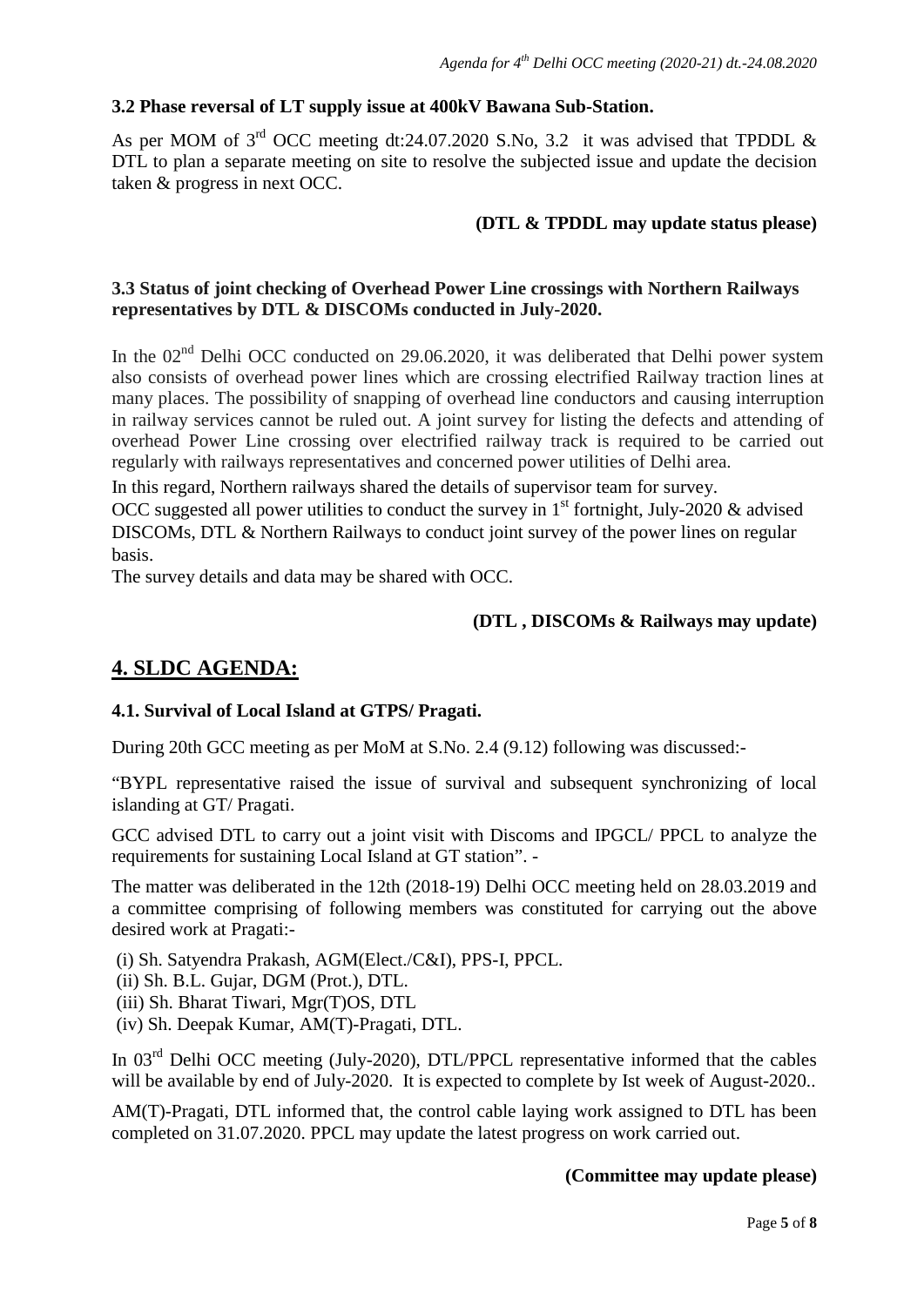### 3.2 Phase reversal of LT supply issue at 400kV Bawana Sub-Station.

As per MOM of 3rd OCC meeting dt:24.07.2020 S.No, 3.2 it was advised that TPDDL & DTL to plan a separate meeting on site to resolve the subjected issue and update the decision taken & progress in next OCC.

**(DTL & TPDDL may update status please)**

### 3.3 Status of joint checking of Overhead Power Line crossings with Northern Railways representatives by DTL & DISCOMs conducted in July-2020.

In the 02nd Delhi OCC conducted on 29.06.2020, it was deliberated that Delhi power system also consists of overhead power lines which are crossing electrified Railway traction lines at many places. The possibility of snapping of overhead line conductors and causing interruption in railway services cannot be ruled out. A joint survey for listing the defects and attending of overhead Power Line crossing over electrified railway track is required to be carried out regularly with railways representatives and concerned power utilities of Delhi area.

In this regard, Northern railways shared the details of supervisor team for survey.

OCC suggested all power utilities to conduct the survey in 1st fortnight, July-2020 & advised DISCOMs, DTL & Northern Railways to conduct joint survey of the power lines on regular basis.

The survey details and data may be shared with OCC.

**(DTL , DISCOMs & Railways may update)**

## 4. SLDC AGENDA:

### 4.1. Survival of Local Island at GTPS/ Pragati.

During 20th GCC meeting as per MoM at S.No. 2.4 (9.12) following was discussed:-

"BYPL representative raised the issue of survival and subsequent synchronizing of local islanding at GT/ Pragati.

GCC advised DTL to carry out a joint visit with Discoms and IPGCL/ PPCL to analyze the requirements for sustaining Local Island at GT station". -

The matter was deliberated in the 12th (2018-19) Delhi OCC meeting held on 28.03.2019 and a committee comprising of following members was constituted for carrying out the above desired work at Pragati:-

(i) Sh. Satyendra Prakash, AGM(Elect./C&I), PPS-I, PPCL.
(ii) Sh. B.L. Gujar, DGM (Prot.), DTL.
(iii) Sh. Bharat Tiwari, Mgr(T)OS, DTL
(iv) Sh. Deepak Kumar, AM(T)-Pragati, DTL.

In 03rd Delhi OCC meeting (July-2020), DTL/PPCL representative informed that the cables will be available by end of July-2020. It is expected to complete by Ist week of August-2020..

AM(T)-Pragati, DTL informed that, the control cable laying work assigned to DTL has been completed on 31.07.2020. PPCL may update the latest progress on work carried out.

**(Committee may update please)**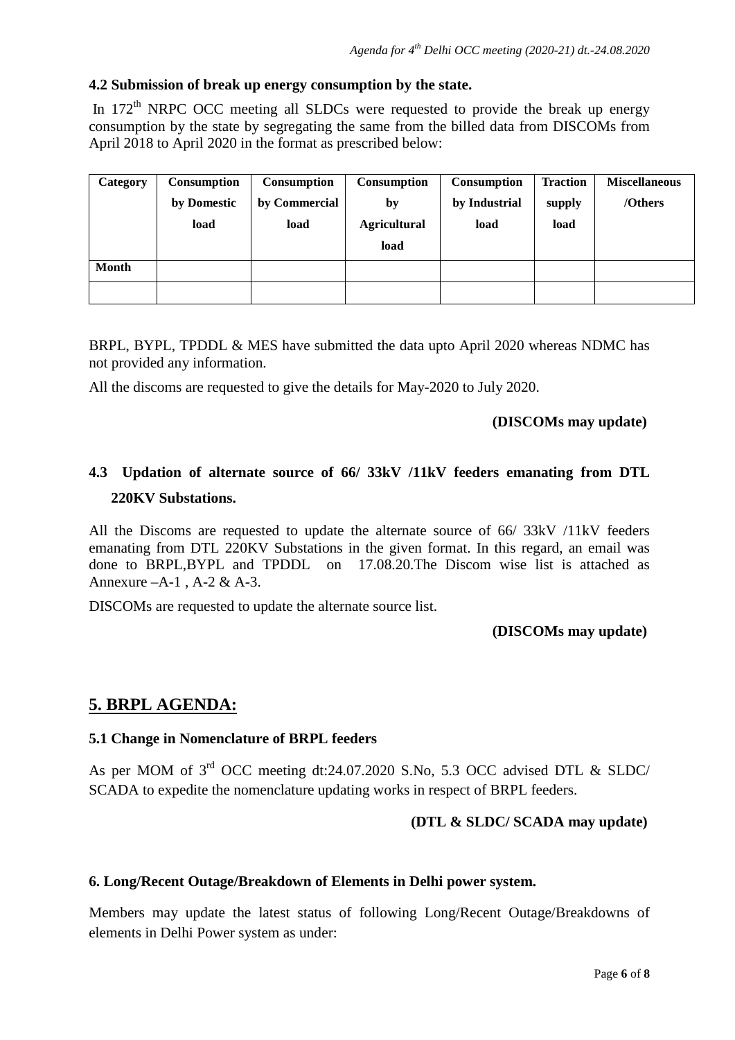### 4.2 Submission of break up energy consumption by the state.

In 172[th] NRPC OCC meeting all SLDCs were requested to provide the break up energy consumption by the state by segregating the same from the billed data from DISCOMs from April 2018 to April 2020 in the format as prescribed below:

| Category | Consumption by Domestic load | Consumption by Commercial load | Consumption by Agricultural load | Consumption by Industrial load | Traction supply load | Miscellaneous /Others |
|---|---|---|---|---|---|---|
| Month | | | | | | |
| | | | | | | |

BRPL, BYPL, TPDDL & MES have submitted the data upto April 2020 whereas NDMC has not provided any information.

All the discoms are requested to give the details for May-2020 to July 2020.

**(DISCOMs may update)**

### 4.3 Updation of alternate source of 66/ 33kV /11kV feeders emanating from DTL 220KV Substations.

All the Discoms are requested to update the alternate source of 66/ 33kV /11kV feeders emanating from DTL 220KV Substations in the given format. In this regard, an email was done to BRPL,BYPL and TPDDL on 17.08.20.The Discom wise list is attached as Annexure –A-1 , A-2 & A-3.

DISCOMs are requested to update the alternate source list.

**(DISCOMs may update)**

## 5. BRPL AGENDA:

### 5.1 Change in Nomenclature of BRPL feeders

As per MOM of 3[rd] OCC meeting dt:24.07.2020 S.No, 5.3 OCC advised DTL & SLDC/ SCADA to expedite the nomenclature updating works in respect of BRPL feeders.

**(DTL & SLDC/ SCADA may update)**

### 6. Long/Recent Outage/Breakdown of Elements in Delhi power system.

Members may update the latest status of following Long/Recent Outage/Breakdowns of elements in Delhi Power system as under: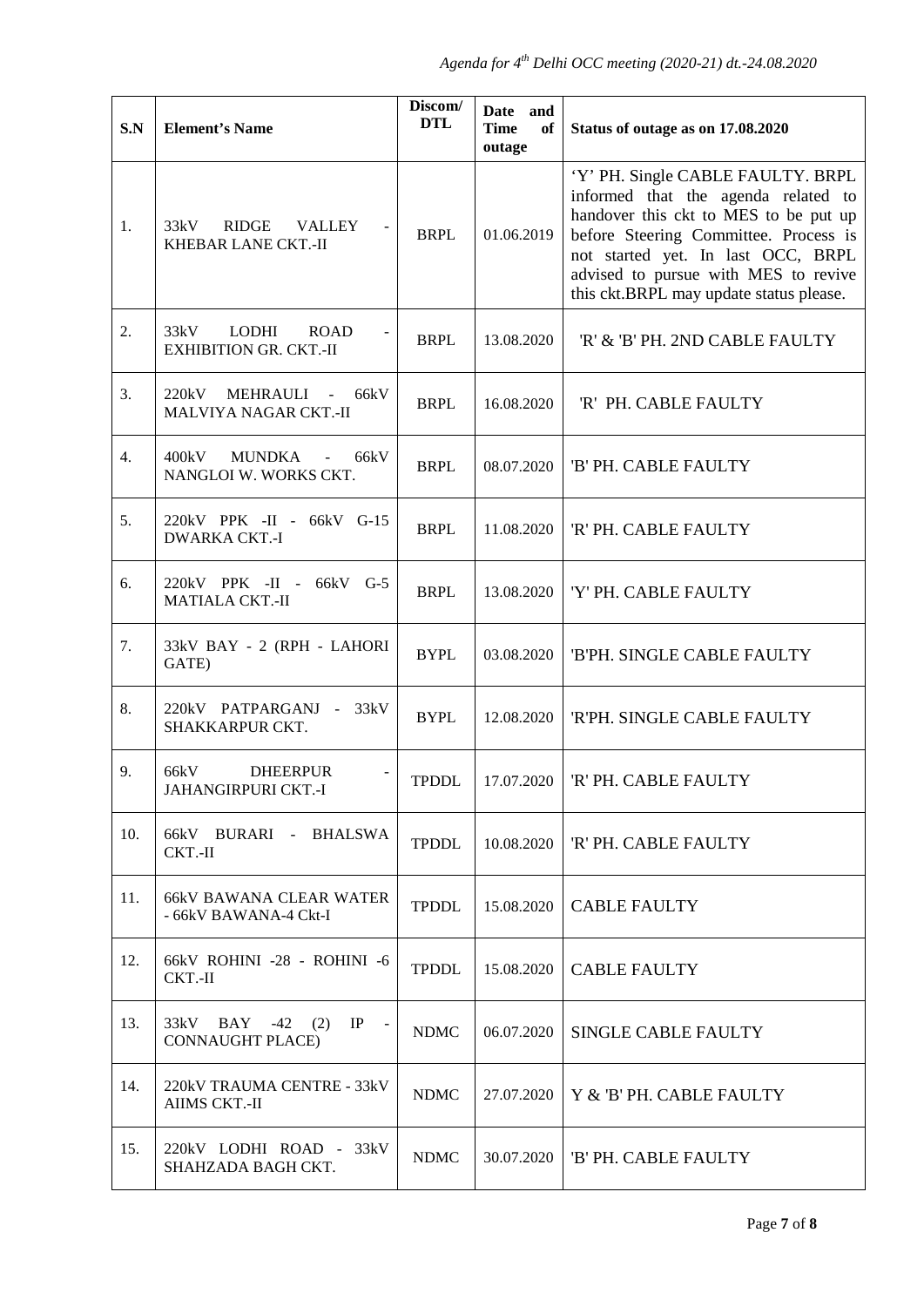| S.N | Element's Name | Discom/ DTL | Date and Time of outage | Status of outage as on 17.08.2020 |
|---|---|---|---|---|
| 1. | 33kV RIDGE VALLEY - KHEBAR LANE CKT.-II | BRPL | 01.06.2019 | 'Y' PH. Single CABLE FAULTY. BRPL informed that the agenda related to handover this ckt to MES to be put up before Steering Committee. Process is not started yet. In last OCC, BRPL advised to pursue with MES to revive this ckt.BRPL may update status please. |
| 2. | 33kV LODHI ROAD - EXHIBITION GR. CKT.-II | BRPL | 13.08.2020 | 'R' & 'B' PH. 2ND CABLE FAULTY |
| 3. | 220kV MEHRAULI - 66kV MALVIYA NAGAR CKT.-II | BRPL | 16.08.2020 | 'R' PH. CABLE FAULTY |
| 4. | 400kV MUNDKA - 66kV NANGLOI W. WORKS CKT. | BRPL | 08.07.2020 | 'B' PH. CABLE FAULTY |
| 5. | 220kV PPK -II - 66kV G-15 DWARKA CKT.-I | BRPL | 11.08.2020 | 'R' PH. CABLE FAULTY |
| 6. | 220kV PPK -II - 66kV G-5 MATIALA CKT.-II | BRPL | 13.08.2020 | 'Y' PH. CABLE FAULTY |
| 7. | 33kV BAY - 2 (RPH - LAHORI GATE) | BYPL | 03.08.2020 | 'B'PH. SINGLE CABLE FAULTY |
| 8. | 220kV PATPARGANJ - 33kV SHAKKARPUR CKT. | BYPL | 12.08.2020 | 'R'PH. SINGLE CABLE FAULTY |
| 9. | 66kV DHEERPUR - JAHANGIRPURI CKT.-I | TPDDL | 17.07.2020 | 'R' PH. CABLE FAULTY |
| 10. | 66kV BURARI - BHALSWA CKT.-II | TPDDL | 10.08.2020 | 'R' PH. CABLE FAULTY |
| 11. | 66kV BAWANA CLEAR WATER - 66kV BAWANA-4 Ckt-I | TPDDL | 15.08.2020 | CABLE FAULTY |
| 12. | 66kV ROHINI -28 - ROHINI -6 CKT.-II | TPDDL | 15.08.2020 | CABLE FAULTY |
| 13. | 33kV BAY -42 (2) IP - CONNAUGHT PLACE) | NDMC | 06.07.2020 | SINGLE CABLE FAULTY |
| 14. | 220kV TRAUMA CENTRE - 33kV AIIMS CKT.-II | NDMC | 27.07.2020 | Y & 'B' PH. CABLE FAULTY |
| 15. | 220kV LODHI ROAD - 33kV SHAHZADA BAGH CKT. | NDMC | 30.07.2020 | 'B' PH. CABLE FAULTY |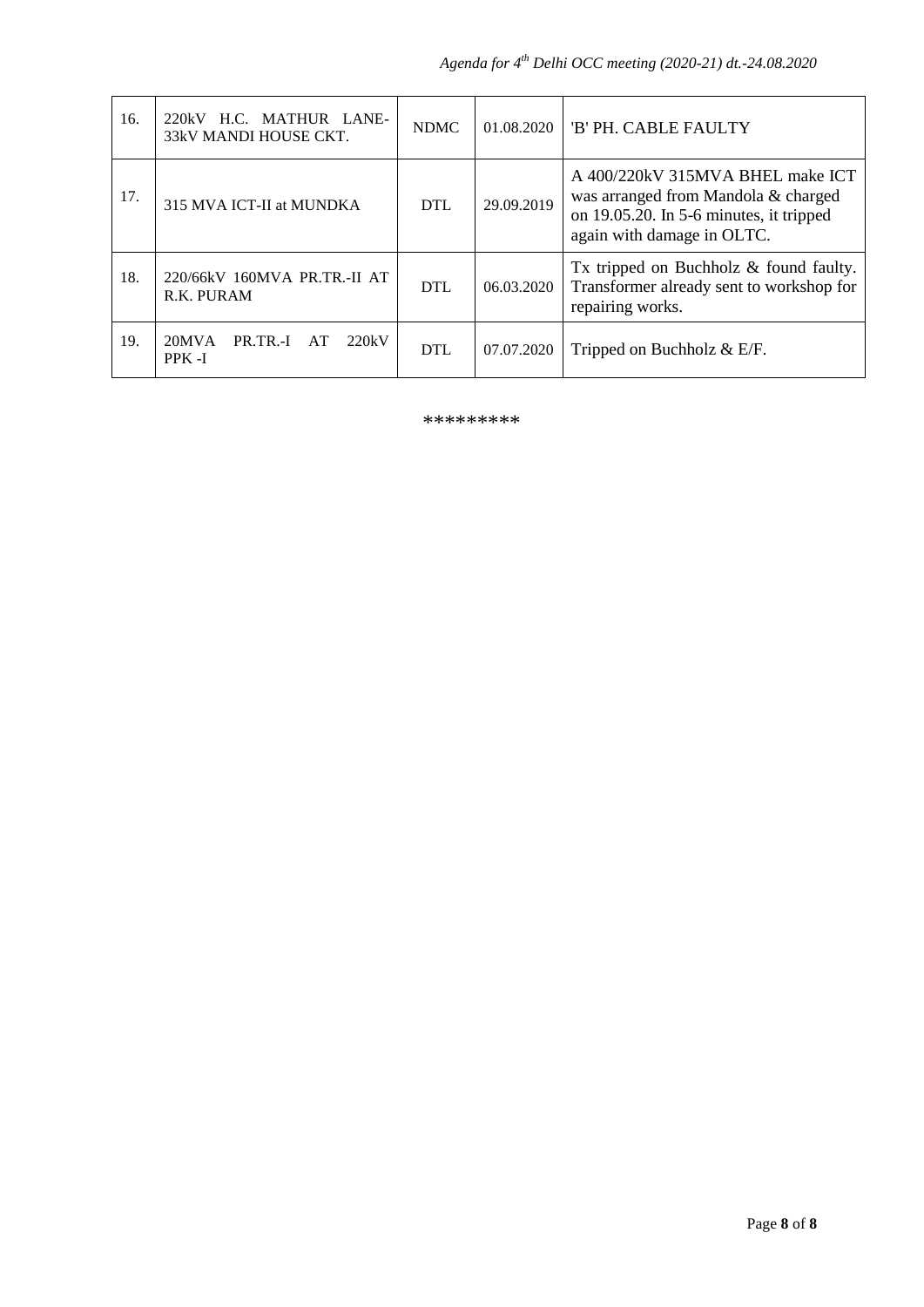| | | | | |
|---|---|---|---|---|
| 16. | 220kV H.C. MATHUR LANE-33kV MANDI HOUSE CKT. | NDMC | 01.08.2020 | 'B' PH. CABLE FAULTY |
| 17. | 315 MVA ICT-II at MUNDKA | DTL | 29.09.2019 | A 400/220kV 315MVA BHEL make ICT was arranged from Mandola & charged on 19.05.20. In 5-6 minutes, it tripped again with damage in OLTC. |
| 18. | 220/66kV 160MVA PR.TR.-II AT R.K. PURAM | DTL | 06.03.2020 | Tx tripped on Buchholz & found faulty. Transformer already sent to workshop for repairing works. |
| 19. | 20MVA PR.TR.-I AT 220kV PPK -I | DTL | 07.07.2020 | Tripped on Buchholz & E/F. |

*********